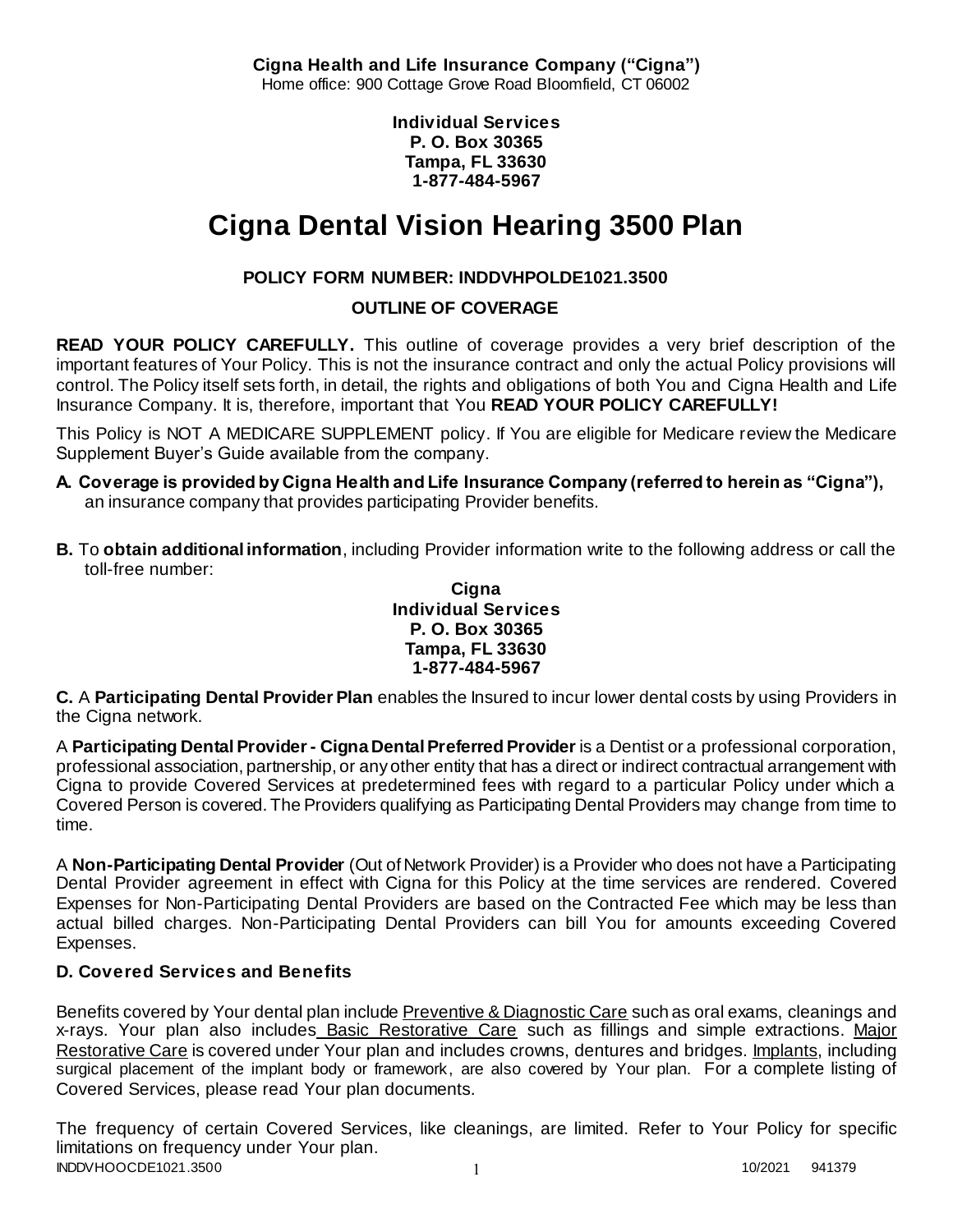**Cigna Health and Life Insurance Company ("Cigna")**
Home office: 900 Cottage Grove Road Bloomfield, CT 06002

**Individual Services**
**P. O. Box 30365**
**Tampa, FL 33630**
**1-877-484-5967**

# Cigna Dental Vision Hearing 3500 Plan

**POLICY FORM NUMBER: INDDVHPOLDE1021.3500**

**OUTLINE OF COVERAGE**

**READ YOUR POLICY CAREFULLY.** This outline of coverage provides a very brief description of the important features of Your Policy. This is not the insurance contract and only the actual Policy provisions will control. The Policy itself sets forth, in detail, the rights and obligations of both You and Cigna Health and Life Insurance Company. It is, therefore, important that You **READ YOUR POLICY CAREFULLY!**

This Policy is NOT A MEDICARE SUPPLEMENT policy. If You are eligible for Medicare review the Medicare Supplement Buyer's Guide available from the company.

**A. Coverage is provided by Cigna Health and Life Insurance Company (referred to herein as "Cigna"),** an insurance company that provides participating Provider benefits.

**B.** To **obtain additional information**, including Provider information write to the following address or call the toll-free number:

**Cigna**
**Individual Services**
**P. O. Box 30365**
**Tampa, FL 33630**
**1-877-484-5967**

**C.** A **Participating Dental Provider Plan** enables the Insured to incur lower dental costs by using Providers in the Cigna network.

A **Participating Dental Provider - Cigna Dental Preferred Provider** is a Dentist or a professional corporation, professional association, partnership, or any other entity that has a direct or indirect contractual arrangement with Cigna to provide Covered Services at predetermined fees with regard to a particular Policy under which a Covered Person is covered. The Providers qualifying as Participating Dental Providers may change from time to time.

A **Non-Participating Dental Provider** (Out of Network Provider) is a Provider who does not have a Participating Dental Provider agreement in effect with Cigna for this Policy at the time services are rendered. Covered Expenses for Non-Participating Dental Providers are based on the Contracted Fee which may be less than actual billed charges. Non-Participating Dental Providers can bill You for amounts exceeding Covered Expenses.

### D. Covered Services and Benefits

Benefits covered by Your dental plan include Preventive & Diagnostic Care such as oral exams, cleanings and x-rays. Your plan also includes Basic Restorative Care such as fillings and simple extractions. Major Restorative Care is covered under Your plan and includes crowns, dentures and bridges. Implants, including surgical placement of the implant body or framework, are also covered by Your plan. For a complete listing of Covered Services, please read Your plan documents.

The frequency of certain Covered Services, like cleanings, are limited. Refer to Your Policy for specific limitations on frequency under Your plan.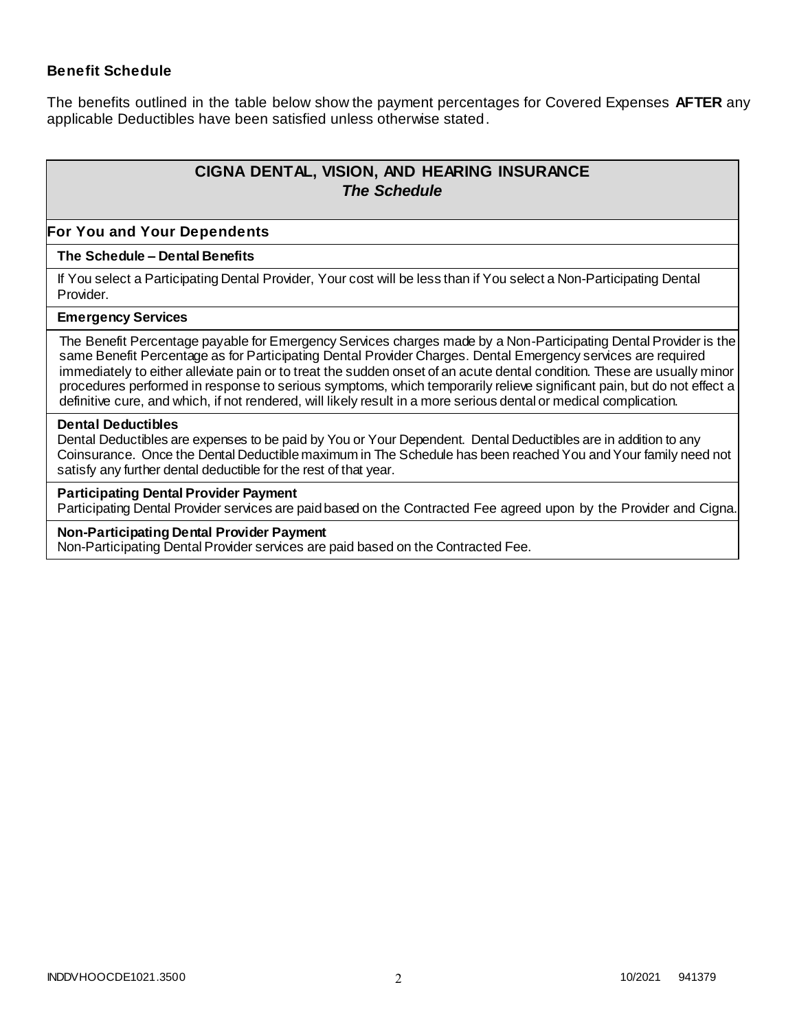### Benefit Schedule

The benefits outlined in the table below show the payment percentages for Covered Expenses **AFTER** any applicable Deductibles have been satisfied unless otherwise stated.

## CIGNA DENTAL, VISION, AND HEARING INSURANCE
### *The Schedule*

**For You and Your Dependents**

**The Schedule – Dental Benefits**

If You select a Participating Dental Provider, Your cost will be less than if You select a Non-Participating Dental Provider.

**Emergency Services**

The Benefit Percentage payable for Emergency Services charges made by a Non-Participating Dental Provider is the same Benefit Percentage as for Participating Dental Provider Charges. Dental Emergency services are required immediately to either alleviate pain or to treat the sudden onset of an acute dental condition. These are usually minor procedures performed in response to serious symptoms, which temporarily relieve significant pain, but do not effect a definitive cure, and which, if not rendered, will likely result in a more serious dental or medical complication.

**Dental Deductibles**

Dental Deductibles are expenses to be paid by You or Your Dependent. Dental Deductibles are in addition to any Coinsurance. Once the Dental Deductible maximum in The Schedule has been reached You and Your family need not satisfy any further dental deductible for the rest of that year.

**Participating Dental Provider Payment**

Participating Dental Provider services are paid based on the Contracted Fee agreed upon by the Provider and Cigna.

**Non-Participating Dental Provider Payment**

Non-Participating Dental Provider services are paid based on the Contracted Fee.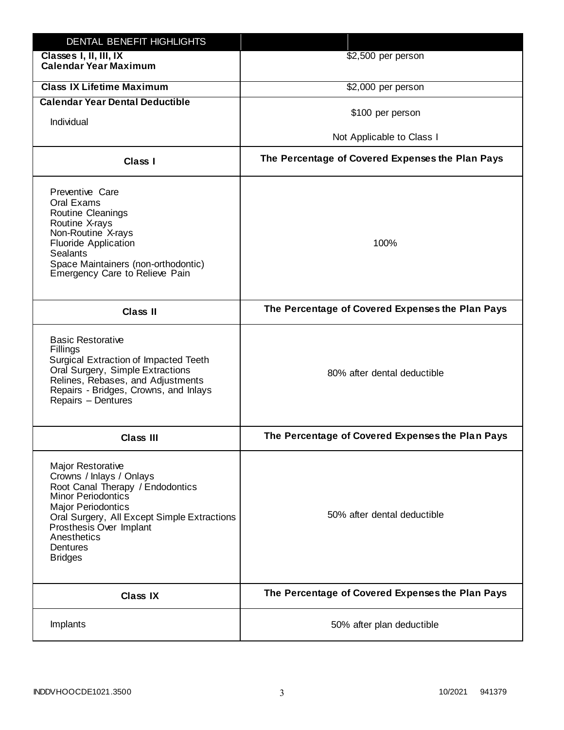| DENTAL BENEFIT HIGHLIGHTS | |
|---|---|
| **Classes I, II, III, IX Calendar Year Maximum** | $2,500 per person |
| **Class IX Lifetime Maximum** | $2,000 per person |
| **Calendar Year Dental Deductible**<br>Individual | $100 per person<br>Not Applicable to Class I |
| **Class I** | **The Percentage of Covered Expenses the Plan Pays** |
| Preventive Care<br>Oral Exams<br>Routine Cleanings<br>Routine X-rays<br>Non-Routine X-rays<br>Fluoride Application<br>Sealants<br>Space Maintainers (non-orthodontic)<br>Emergency Care to Relieve Pain | 100% |
| **Class II** | **The Percentage of Covered Expenses the Plan Pays** |
| Basic Restorative<br>Fillings<br>Surgical Extraction of Impacted Teeth<br>Oral Surgery, Simple Extractions<br>Relines, Rebases, and Adjustments<br>Repairs - Bridges, Crowns, and Inlays<br>Repairs – Dentures | 80% after dental deductible |
| **Class III** | **The Percentage of Covered Expenses the Plan Pays** |
| Major Restorative<br>Crowns / Inlays / Onlays<br>Root Canal Therapy / Endodontics<br>Minor Periodontics<br>Major Periodontics<br>Oral Surgery, All Except Simple Extractions<br>Prosthesis Over Implant<br>Anesthetics<br>Dentures<br>Bridges | 50% after dental deductible |
| **Class IX** | **The Percentage of Covered Expenses the Plan Pays** |
| Implants | 50% after plan deductible |

INDDVHOOCDE1021.3500 10/2021 941379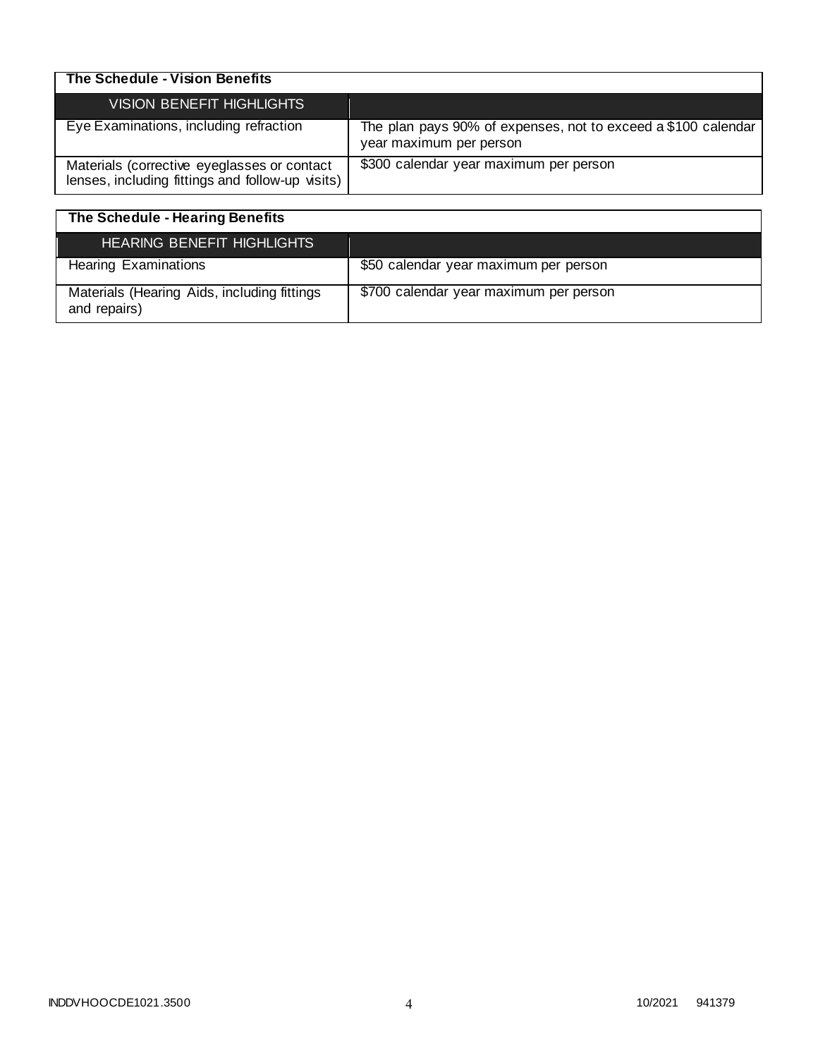| The Schedule - Vision Benefits | |
|---|---|
| VISION BENEFIT HIGHLIGHTS | |
| Eye Examinations, including refraction | The plan pays 90% of expenses, not to exceed a $100 calendar year maximum per person |
| Materials (corrective eyeglasses or contact lenses, including fittings and follow-up visits) | $300 calendar year maximum per person |

| The Schedule - Hearing Benefits | |
|---|---|
| HEARING BENEFIT HIGHLIGHTS | |
| Hearing Examinations | $50 calendar year maximum per person |
| Materials (Hearing Aids, including fittings and repairs) | $700 calendar year maximum per person |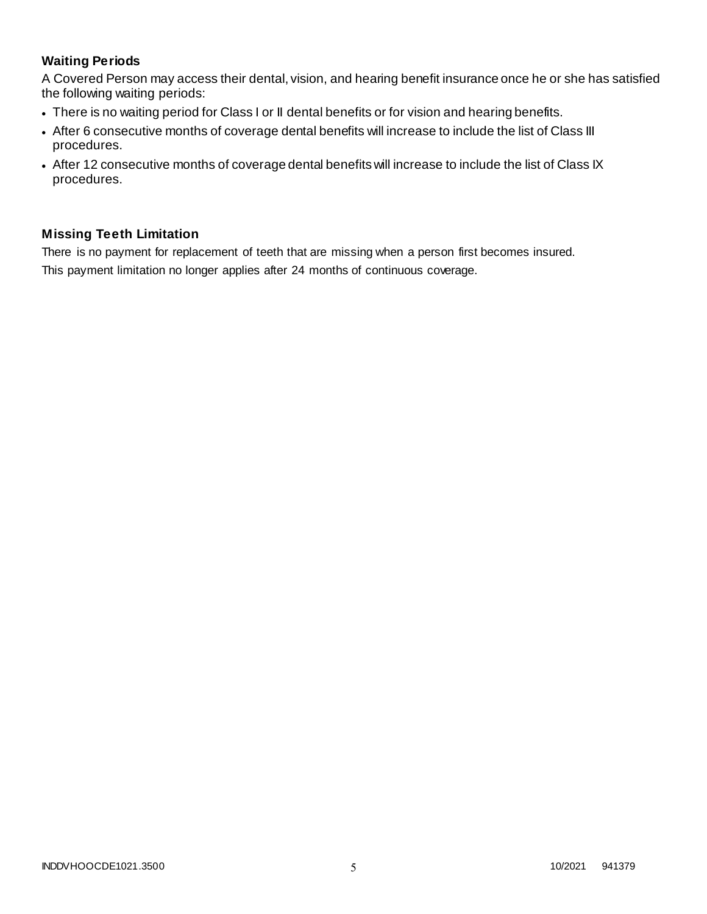### Waiting Periods

A Covered Person may access their dental, vision, and hearing benefit insurance once he or she has satisfied the following waiting periods:

- There is no waiting period for Class I or II dental benefits or for vision and hearing benefits.
- After 6 consecutive months of coverage dental benefits will increase to include the list of Class III procedures.
- After 12 consecutive months of coverage dental benefits will increase to include the list of Class IX procedures.

### Missing Teeth Limitation

There is no payment for replacement of teeth that are missing when a person first becomes insured.

This payment limitation no longer applies after 24 months of continuous coverage.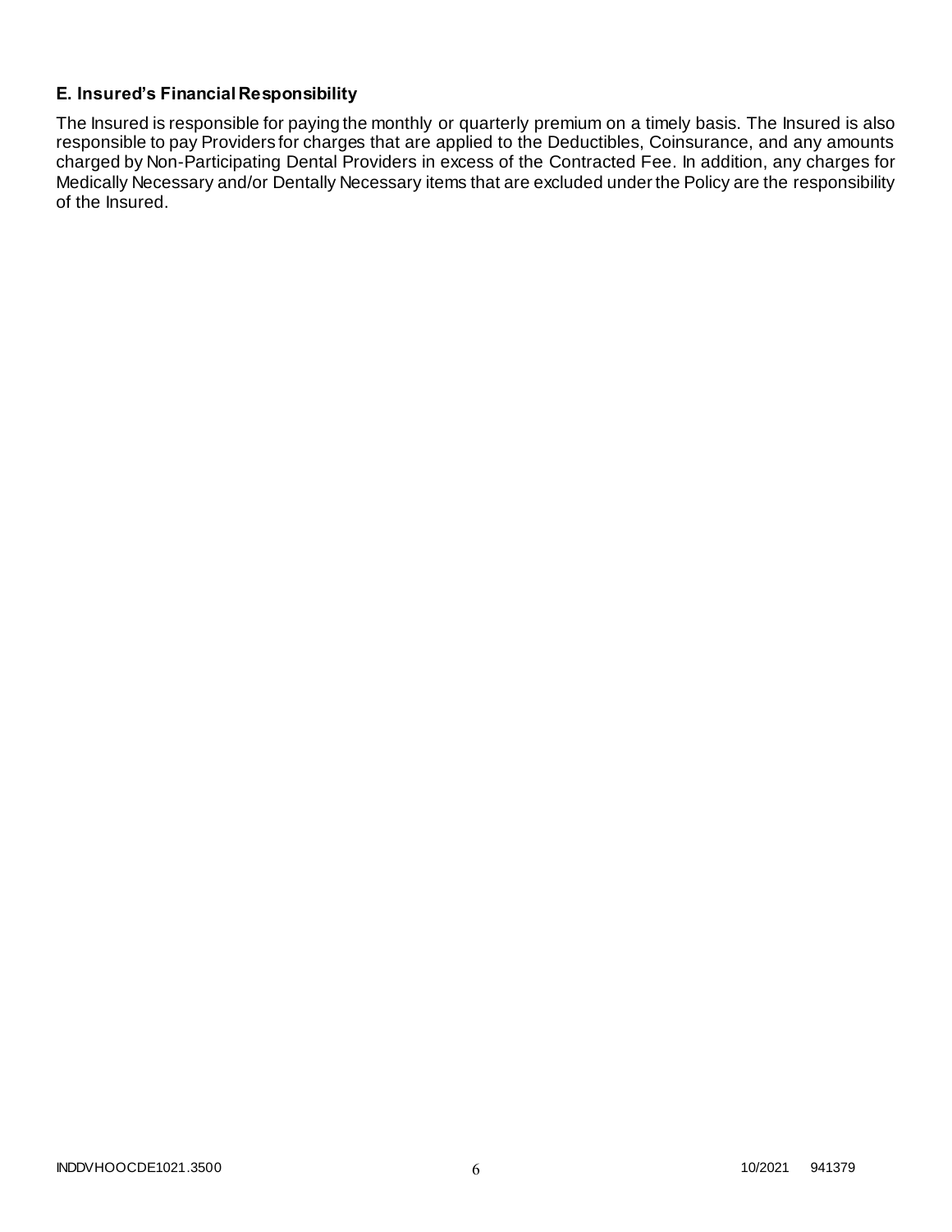### E. Insured's Financial Responsibility

The Insured is responsible for paying the monthly or quarterly premium on a timely basis. The Insured is also responsible to pay Providers for charges that are applied to the Deductibles, Coinsurance, and any amounts charged by Non-Participating Dental Providers in excess of the Contracted Fee. In addition, any charges for Medically Necessary and/or Dentally Necessary items that are excluded under the Policy are the responsibility of the Insured.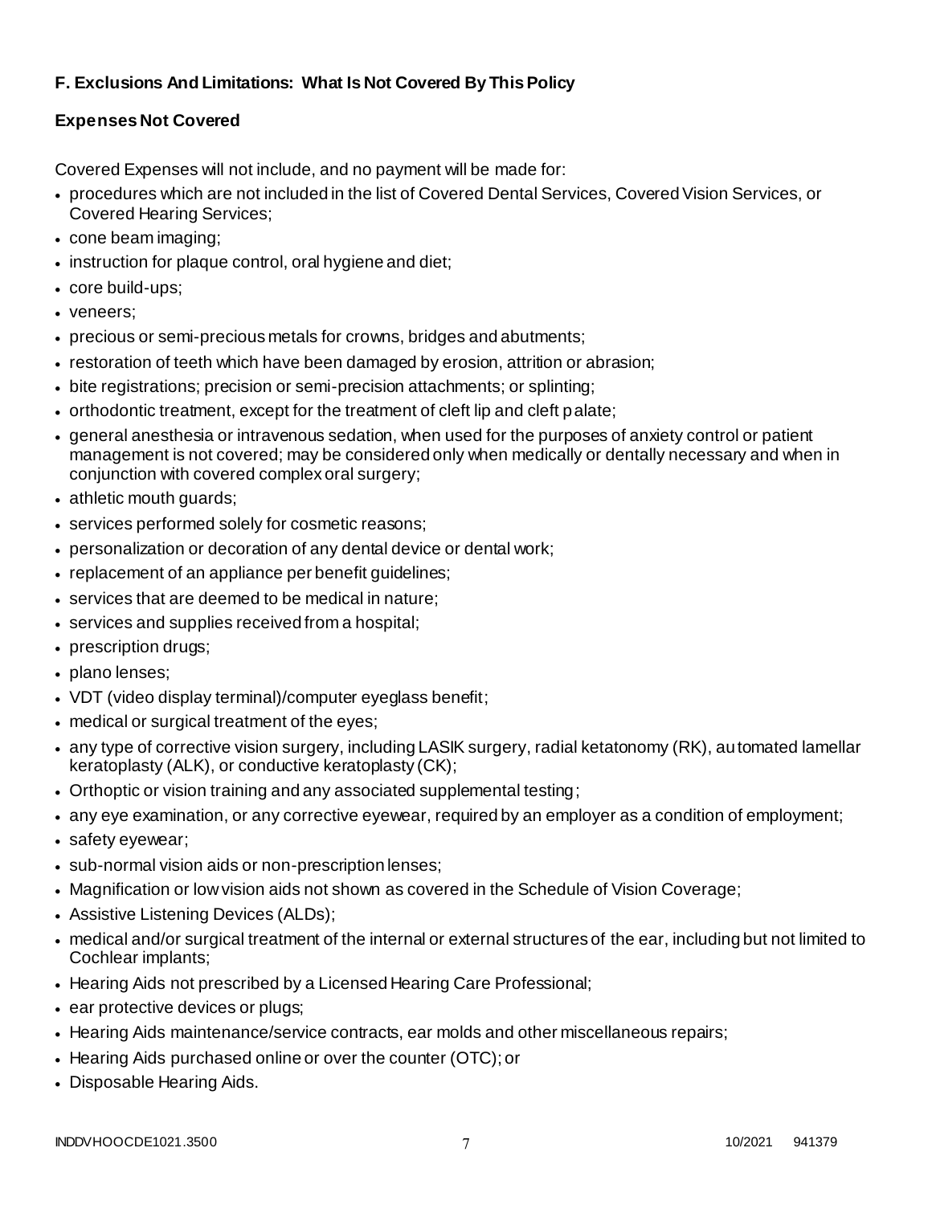## F. Exclusions And Limitations: What Is Not Covered By This Policy

### Expenses Not Covered

Covered Expenses will not include, and no payment will be made for:

- procedures which are not included in the list of Covered Dental Services, Covered Vision Services, or Covered Hearing Services;
- cone beam imaging;
- instruction for plaque control, oral hygiene and diet;
- core build-ups;
- veneers;
- precious or semi-precious metals for crowns, bridges and abutments;
- restoration of teeth which have been damaged by erosion, attrition or abrasion;
- bite registrations; precision or semi-precision attachments; or splinting;
- orthodontic treatment, except for the treatment of cleft lip and cleft palate;
- general anesthesia or intravenous sedation, when used for the purposes of anxiety control or patient management is not covered; may be considered only when medically or dentally necessary and when in conjunction with covered complex oral surgery;
- athletic mouth guards;
- services performed solely for cosmetic reasons;
- personalization or decoration of any dental device or dental work;
- replacement of an appliance per benefit guidelines;
- services that are deemed to be medical in nature;
- services and supplies received from a hospital;
- prescription drugs;
- plano lenses;
- VDT (video display terminal)/computer eyeglass benefit;
- medical or surgical treatment of the eyes;
- any type of corrective vision surgery, including LASIK surgery, radial ketatonomy (RK), automated lamellar keratoplasty (ALK), or conductive keratoplasty (CK);
- Orthoptic or vision training and any associated supplemental testing;
- any eye examination, or any corrective eyewear, required by an employer as a condition of employment;
- safety eyewear;
- sub-normal vision aids or non-prescription lenses;
- Magnification or low vision aids not shown as covered in the Schedule of Vision Coverage;
- Assistive Listening Devices (ALDs);
- medical and/or surgical treatment of the internal or external structures of the ear, including but not limited to Cochlear implants;
- Hearing Aids not prescribed by a Licensed Hearing Care Professional;
- ear protective devices or plugs;
- Hearing Aids maintenance/service contracts, ear molds and other miscellaneous repairs;
- Hearing Aids purchased online or over the counter (OTC); or
- Disposable Hearing Aids.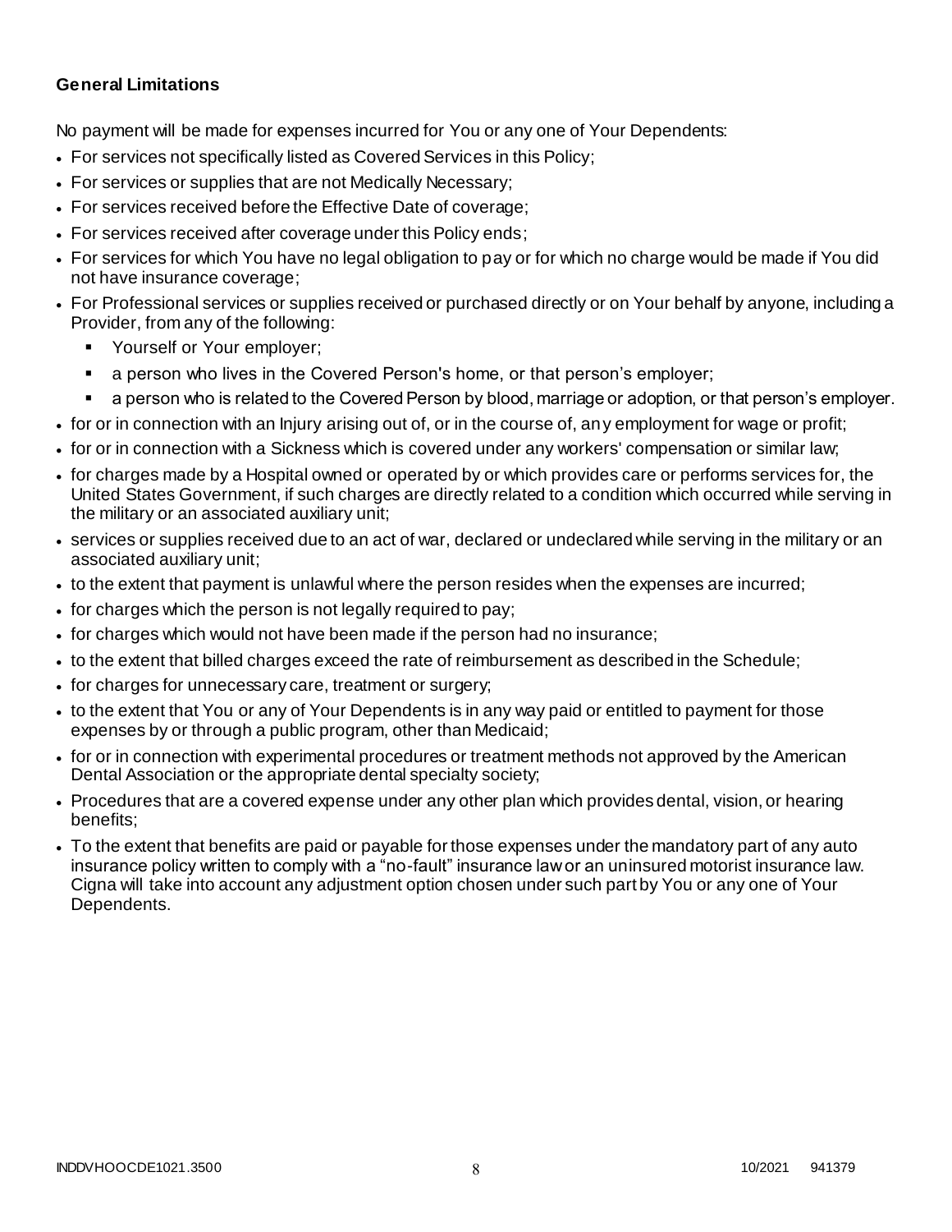**General Limitations**

No payment will be made for expenses incurred for You or any one of Your Dependents:

- For services not specifically listed as Covered Services in this Policy;
- For services or supplies that are not Medically Necessary;
- For services received before the Effective Date of coverage;
- For services received after coverage under this Policy ends;
- For services for which You have no legal obligation to pay or for which no charge would be made if You did not have insurance coverage;
- For Professional services or supplies received or purchased directly or on Your behalf by anyone, including a Provider, from any of the following:
  - Yourself or Your employer;
  - a person who lives in the Covered Person's home, or that person's employer;
  - a person who is related to the Covered Person by blood, marriage or adoption, or that person's employer.
- for or in connection with an Injury arising out of, or in the course of, any employment for wage or profit;
- for or in connection with a Sickness which is covered under any workers' compensation or similar law;
- for charges made by a Hospital owned or operated by or which provides care or performs services for, the United States Government, if such charges are directly related to a condition which occurred while serving in the military or an associated auxiliary unit;
- services or supplies received due to an act of war, declared or undeclared while serving in the military or an associated auxiliary unit;
- to the extent that payment is unlawful where the person resides when the expenses are incurred;
- for charges which the person is not legally required to pay;
- for charges which would not have been made if the person had no insurance;
- to the extent that billed charges exceed the rate of reimbursement as described in the Schedule;
- for charges for unnecessary care, treatment or surgery;
- to the extent that You or any of Your Dependents is in any way paid or entitled to payment for those expenses by or through a public program, other than Medicaid;
- for or in connection with experimental procedures or treatment methods not approved by the American Dental Association or the appropriate dental specialty society;
- Procedures that are a covered expense under any other plan which provides dental, vision, or hearing benefits;
- To the extent that benefits are paid or payable for those expenses under the mandatory part of any auto insurance policy written to comply with a "no-fault" insurance law or an uninsured motorist insurance law. Cigna will take into account any adjustment option chosen under such part by You or any one of Your Dependents.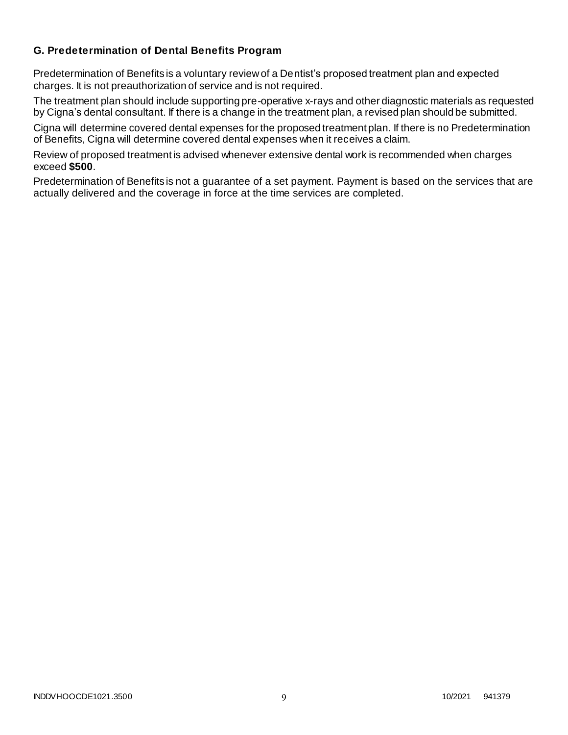### G. Predetermination of Dental Benefits Program

Predetermination of Benefits is a voluntary review of a Dentist's proposed treatment plan and expected charges. It is not preauthorization of service and is not required.

The treatment plan should include supporting pre-operative x-rays and other diagnostic materials as requested by Cigna's dental consultant. If there is a change in the treatment plan, a revised plan should be submitted.

Cigna will determine covered dental expenses for the proposed treatment plan. If there is no Predetermination of Benefits, Cigna will determine covered dental expenses when it receives a claim.

Review of proposed treatment is advised whenever extensive dental work is recommended when charges exceed **$500**.

Predetermination of Benefits is not a guarantee of a set payment. Payment is based on the services that are actually delivered and the coverage in force at the time services are completed.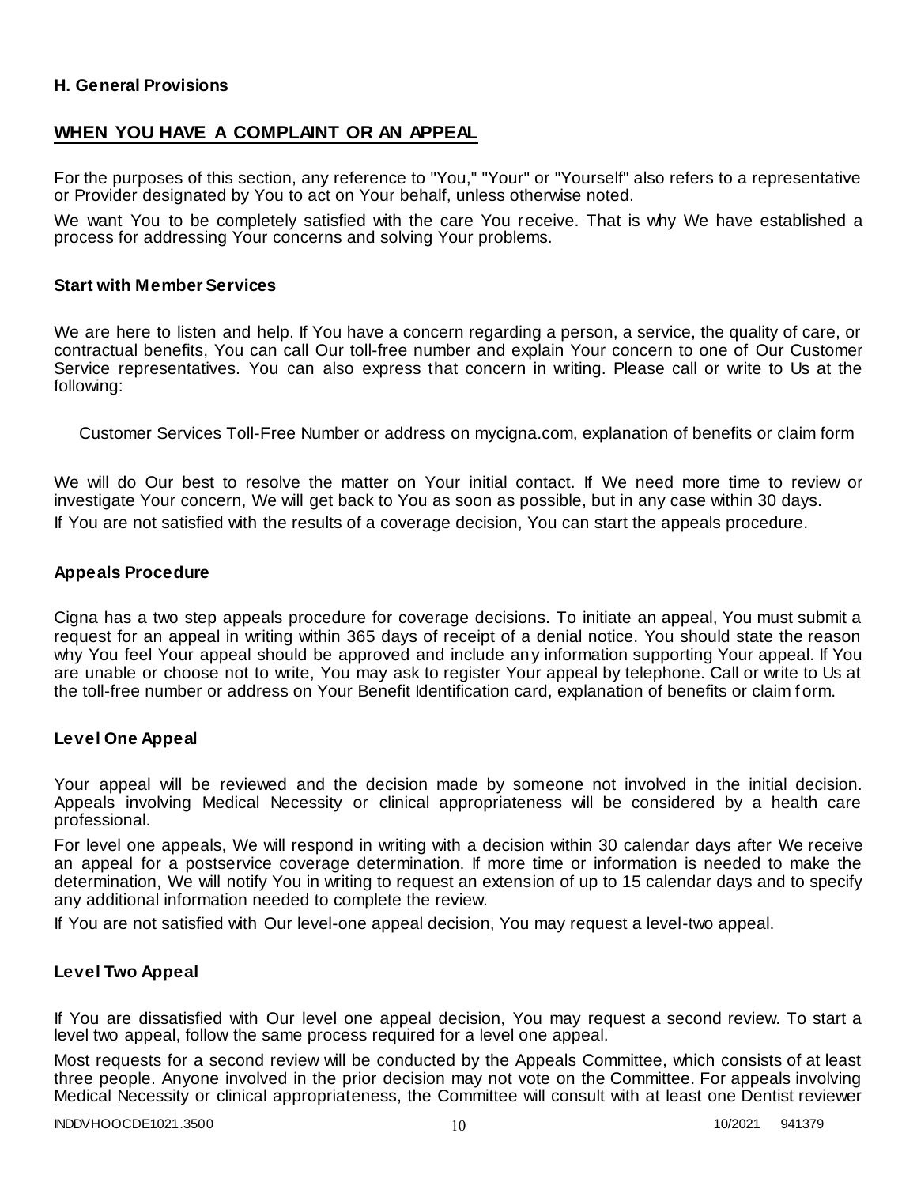**H. General Provisions**

## WHEN YOU HAVE A COMPLAINT OR AN APPEAL

For the purposes of this section, any reference to "You," "Your" or "Yourself" also refers to a representative or Provider designated by You to act on Your behalf, unless otherwise noted.

We want You to be completely satisfied with the care You receive. That is why We have established a process for addressing Your concerns and solving Your problems.

### Start with Member Services

We are here to listen and help. If You have a concern regarding a person, a service, the quality of care, or contractual benefits, You can call Our toll-free number and explain Your concern to one of Our Customer Service representatives. You can also express that concern in writing. Please call or write to Us at the following:

Customer Services Toll-Free Number or address on mycigna.com, explanation of benefits or claim form

We will do Our best to resolve the matter on Your initial contact. If We need more time to review or investigate Your concern, We will get back to You as soon as possible, but in any case within 30 days.

If You are not satisfied with the results of a coverage decision, You can start the appeals procedure.

### Appeals Procedure

Cigna has a two step appeals procedure for coverage decisions. To initiate an appeal, You must submit a request for an appeal in writing within 365 days of receipt of a denial notice. You should state the reason why You feel Your appeal should be approved and include any information supporting Your appeal. If You are unable or choose not to write, You may ask to register Your appeal by telephone. Call or write to Us at the toll-free number or address on Your Benefit Identification card, explanation of benefits or claim form.

### Level One Appeal

Your appeal will be reviewed and the decision made by someone not involved in the initial decision. Appeals involving Medical Necessity or clinical appropriateness will be considered by a health care professional.

For level one appeals, We will respond in writing with a decision within 30 calendar days after We receive an appeal for a postservice coverage determination. If more time or information is needed to make the determination, We will notify You in writing to request an extension of up to 15 calendar days and to specify any additional information needed to complete the review.

If You are not satisfied with Our level-one appeal decision, You may request a level-two appeal.

### Level Two Appeal

If You are dissatisfied with Our level one appeal decision, You may request a second review. To start a level two appeal, follow the same process required for a level one appeal.

Most requests for a second review will be conducted by the Appeals Committee, which consists of at least three people. Anyone involved in the prior decision may not vote on the Committee. For appeals involving Medical Necessity or clinical appropriateness, the Committee will consult with at least one Dentist reviewer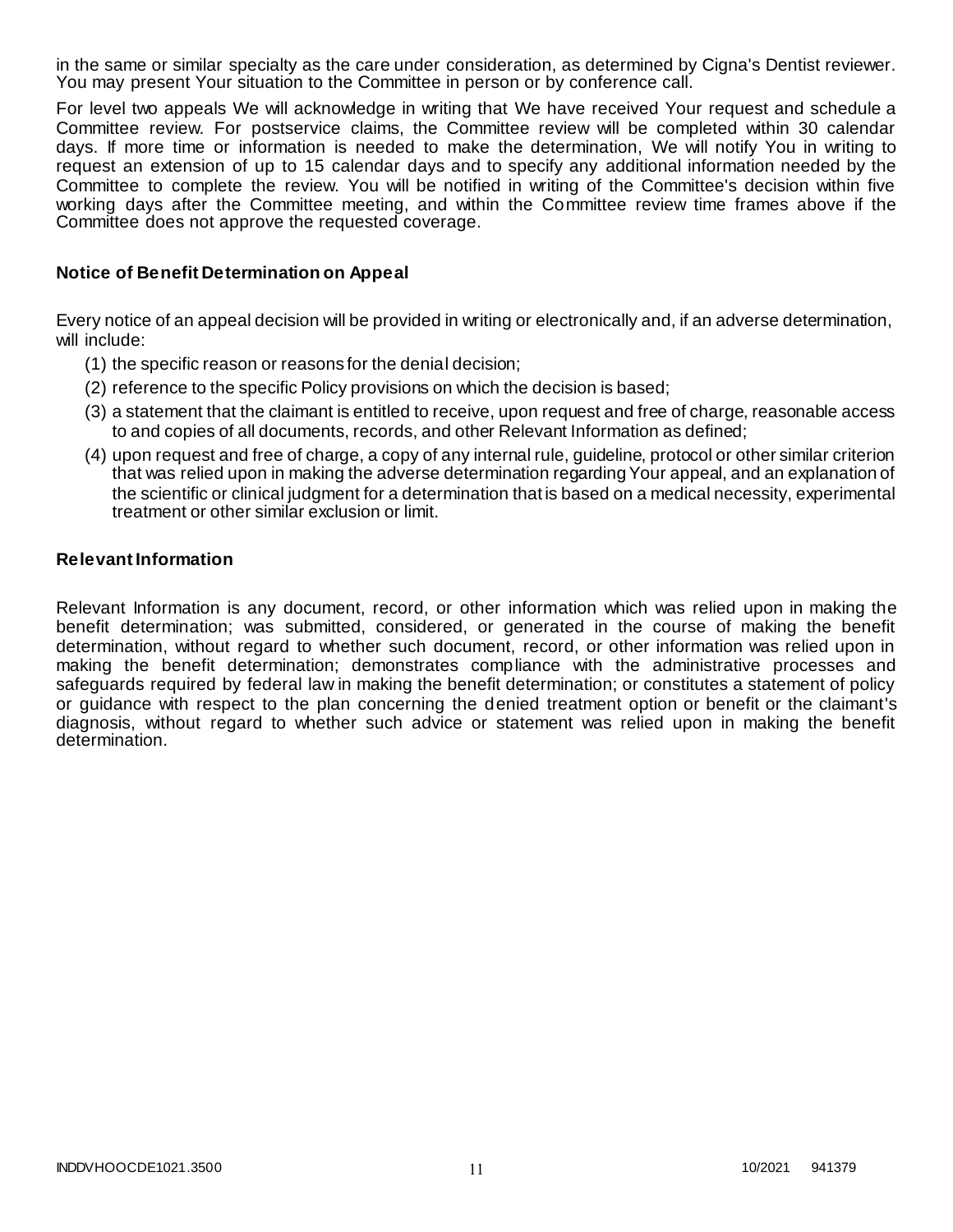in the same or similar specialty as the care under consideration, as determined by Cigna's Dentist reviewer. You may present Your situation to the Committee in person or by conference call.

For level two appeals We will acknowledge in writing that We have received Your request and schedule a Committee review. For postservice claims, the Committee review will be completed within 30 calendar days. If more time or information is needed to make the determination, We will notify You in writing to request an extension of up to 15 calendar days and to specify any additional information needed by the Committee to complete the review. You will be notified in writing of the Committee's decision within five working days after the Committee meeting, and within the Committee review time frames above if the Committee does not approve the requested coverage.

### Notice of Benefit Determination on Appeal

Every notice of an appeal decision will be provided in writing or electronically and, if an adverse determination, will include:

(1) the specific reason or reasons for the denial decision;

(2) reference to the specific Policy provisions on which the decision is based;

(3) a statement that the claimant is entitled to receive, upon request and free of charge, reasonable access to and copies of all documents, records, and other Relevant Information as defined;

(4) upon request and free of charge, a copy of any internal rule, guideline, protocol or other similar criterion that was relied upon in making the adverse determination regarding Your appeal, and an explanation of the scientific or clinical judgment for a determination that is based on a medical necessity, experimental treatment or other similar exclusion or limit.

### Relevant Information

Relevant Information is any document, record, or other information which was relied upon in making the benefit determination; was submitted, considered, or generated in the course of making the benefit determination, without regard to whether such document, record, or other information was relied upon in making the benefit determination; demonstrates compliance with the administrative processes and safeguards required by federal law in making the benefit determination; or constitutes a statement of policy or guidance with respect to the plan concerning the denied treatment option or benefit or the claimant's diagnosis, without regard to whether such advice or statement was relied upon in making the benefit determination.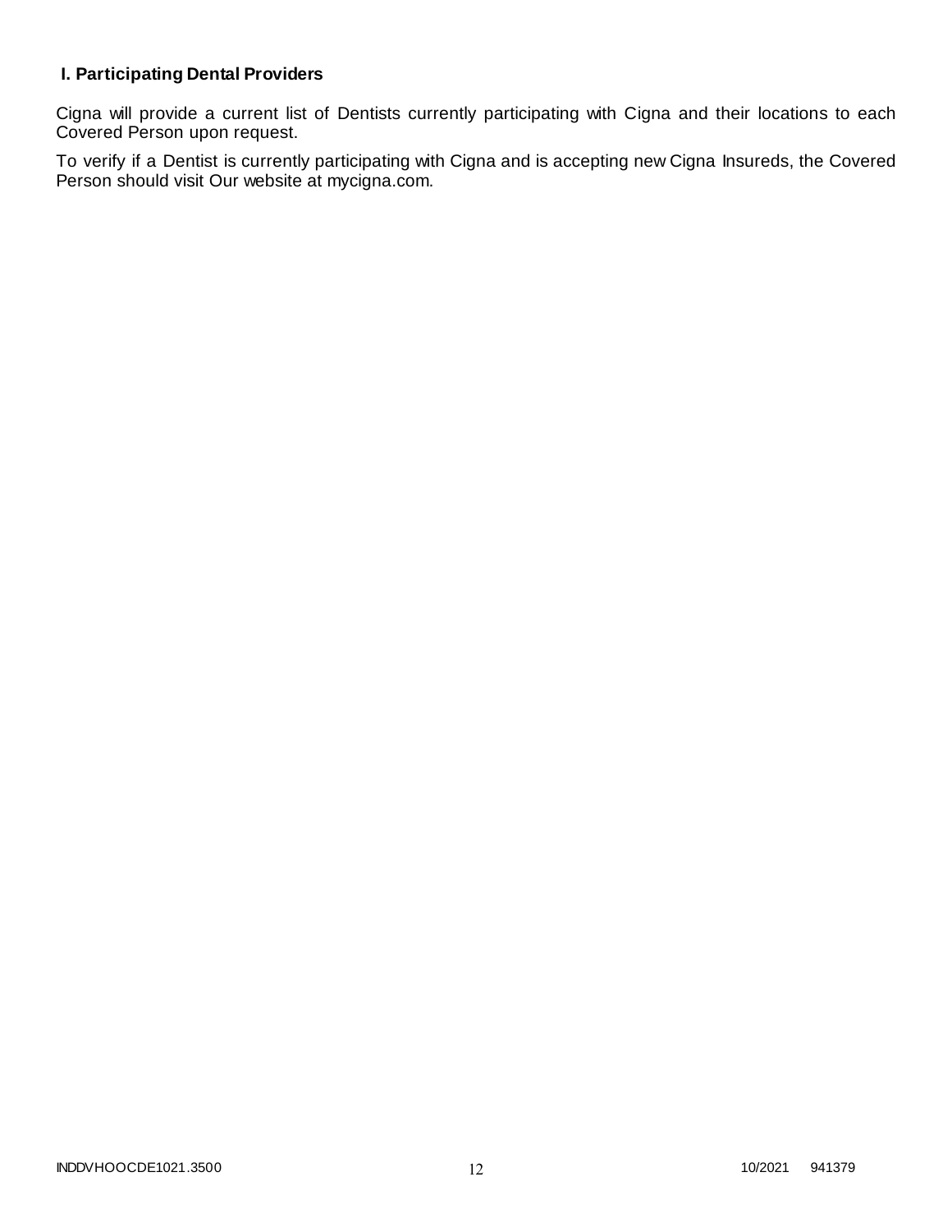### I. Participating Dental Providers

Cigna will provide a current list of Dentists currently participating with Cigna and their locations to each Covered Person upon request.

To verify if a Dentist is currently participating with Cigna and is accepting new Cigna Insureds, the Covered Person should visit Our website at mycigna.com.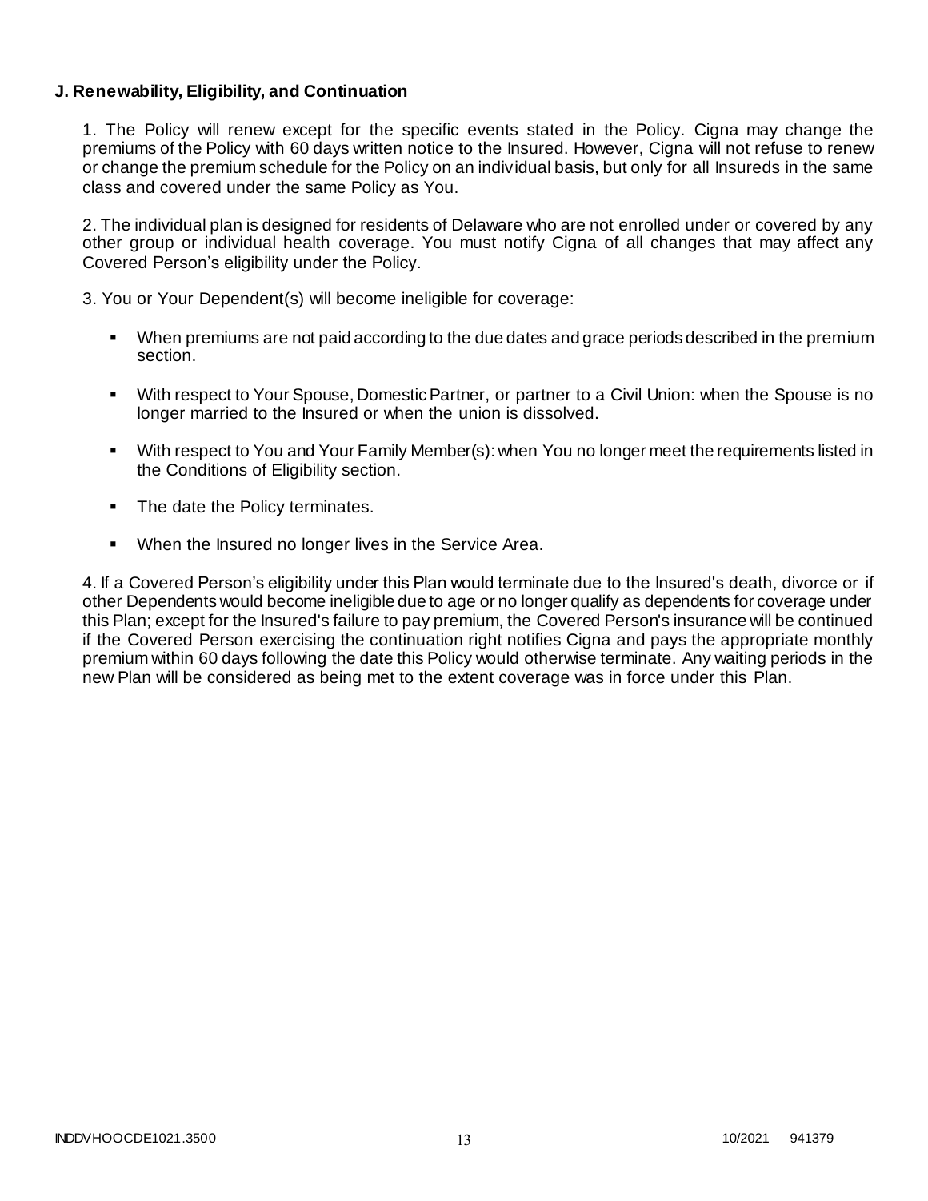**J. Renewability, Eligibility, and Continuation**

1. The Policy will renew except for the specific events stated in the Policy. Cigna may change the premiums of the Policy with 60 days written notice to the Insured. However, Cigna will not refuse to renew or change the premium schedule for the Policy on an individual basis, but only for all Insureds in the same class and covered under the same Policy as You.

2. The individual plan is designed for residents of Delaware who are not enrolled under or covered by any other group or individual health coverage. You must notify Cigna of all changes that may affect any Covered Person's eligibility under the Policy.

3. You or Your Dependent(s) will become ineligible for coverage:

- When premiums are not paid according to the due dates and grace periods described in the premium section.
- With respect to Your Spouse, Domestic Partner, or partner to a Civil Union: when the Spouse is no longer married to the Insured or when the union is dissolved.
- With respect to You and Your Family Member(s): when You no longer meet the requirements listed in the Conditions of Eligibility section.
- The date the Policy terminates.
- When the Insured no longer lives in the Service Area.

4. If a Covered Person's eligibility under this Plan would terminate due to the Insured's death, divorce or if other Dependents would become ineligible due to age or no longer qualify as dependents for coverage under this Plan; except for the Insured's failure to pay premium, the Covered Person's insurance will be continued if the Covered Person exercising the continuation right notifies Cigna and pays the appropriate monthly premium within 60 days following the date this Policy would otherwise terminate. Any waiting periods in the new Plan will be considered as being met to the extent coverage was in force under this Plan.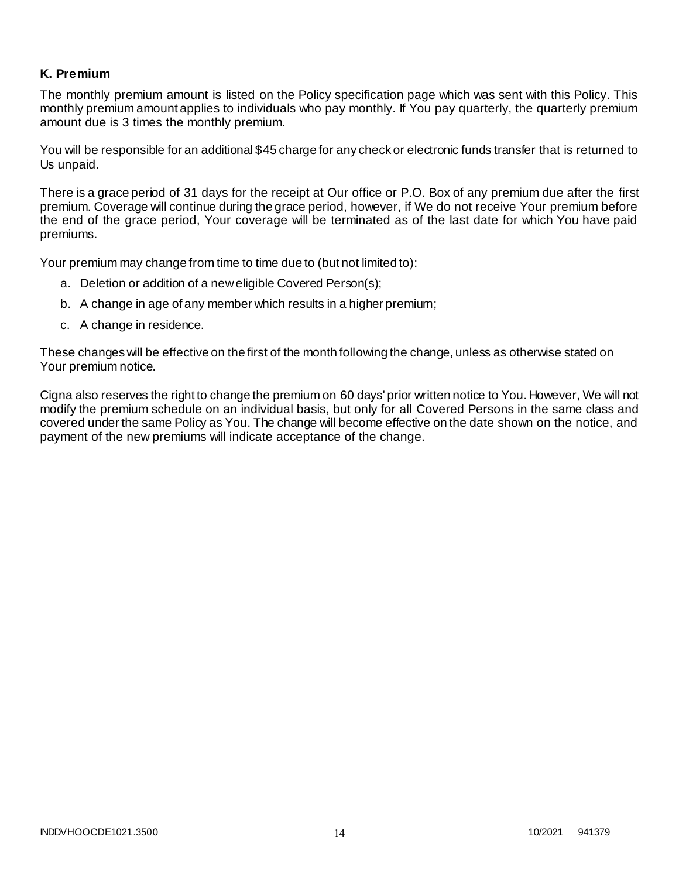**K. Premium**

The monthly premium amount is listed on the Policy specification page which was sent with this Policy. This monthly premium amount applies to individuals who pay monthly. If You pay quarterly, the quarterly premium amount due is 3 times the monthly premium.

You will be responsible for an additional $45 charge for any check or electronic funds transfer that is returned to Us unpaid.

There is a grace period of 31 days for the receipt at Our office or P.O. Box of any premium due after the first premium. Coverage will continue during the grace period, however, if We do not receive Your premium before the end of the grace period, Your coverage will be terminated as of the last date for which You have paid premiums.

Your premium may change from time to time due to (but not limited to):

a. Deletion or addition of a new eligible Covered Person(s);
b. A change in age of any member which results in a higher premium;
c. A change in residence.

These changes will be effective on the first of the month following the change, unless as otherwise stated on Your premium notice.

Cigna also reserves the right to change the premium on 60 days' prior written notice to You. However, We will not modify the premium schedule on an individual basis, but only for all Covered Persons in the same class and covered under the same Policy as You. The change will become effective on the date shown on the notice, and payment of the new premiums will indicate acceptance of the change.

INDDVHOOCDE1021.3500 10/2021 941379